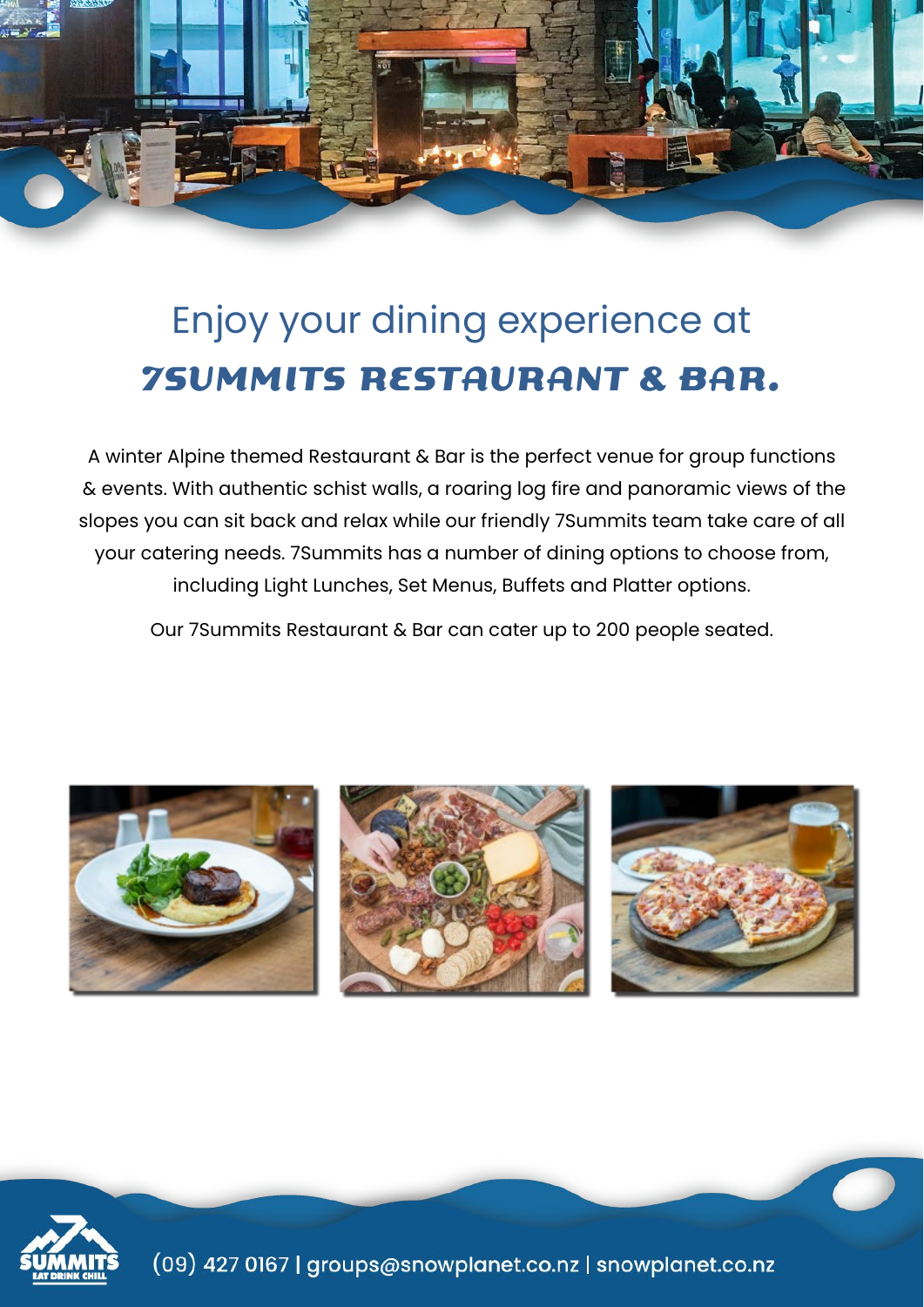# Enjoy your dining experience at
# 7SUMMITS RESTAURANT & BAR.

A winter Alpine themed Restaurant & Bar is the perfect venue for group functions & events. With authentic schist walls, a roaring log fire and panoramic views of the slopes you can sit back and relax while our friendly 7Summits team take care of all your catering needs. 7Summits has a number of dining options to choose from, including Light Lunches, Set Menus, Buffets and Platter options.

Our 7Summits Restaurant & Bar can cater up to 200 people seated.

(09) 427 0167 | groups@snowplanet.co.nz | snowplanet.co.nz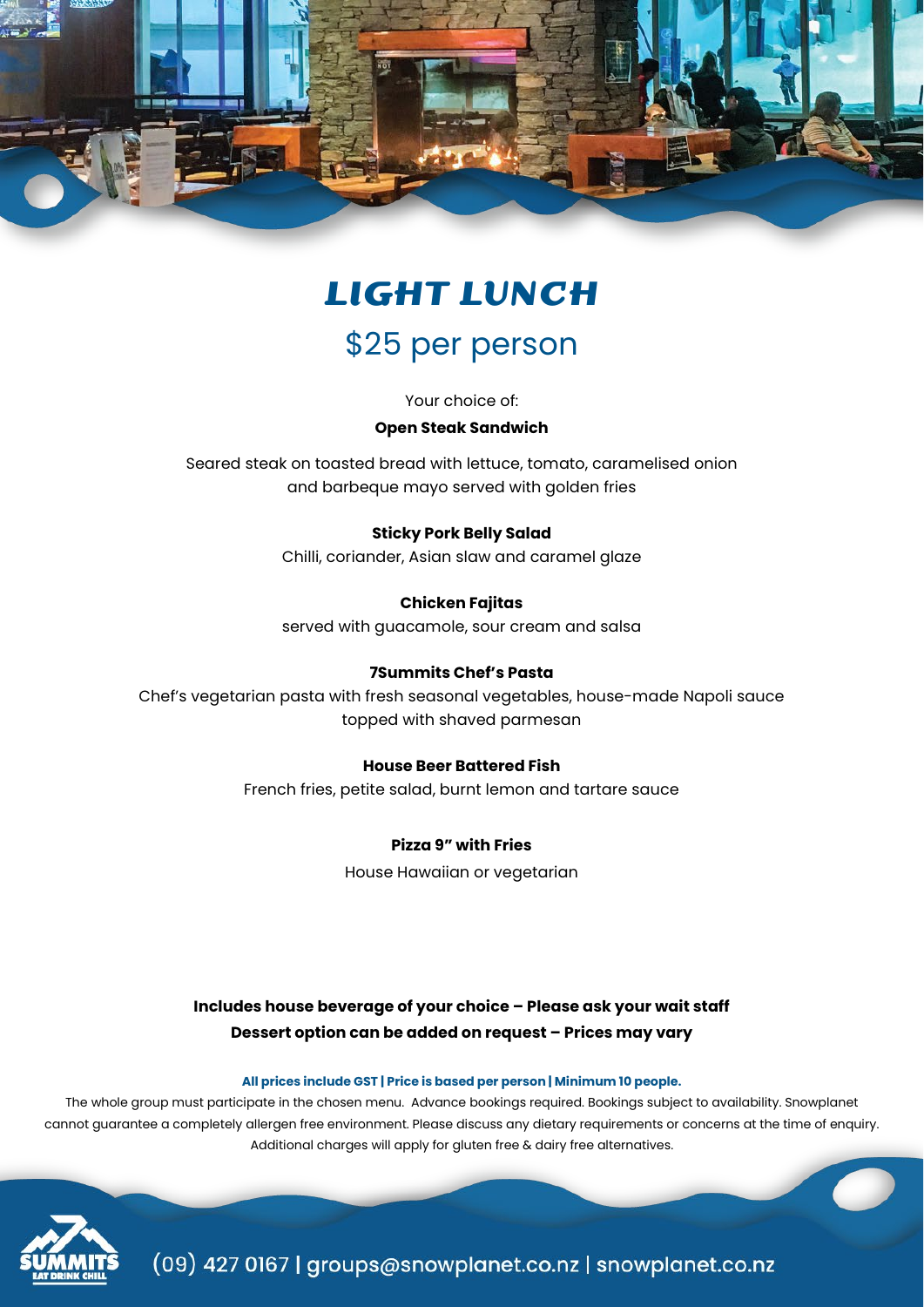# LIGHT LUNCH

## $25 per person

Your choice of:

**Open Steak Sandwich**

Seared steak on toasted bread with lettuce, tomato, caramelised onion and barbeque mayo served with golden fries

**Sticky Pork Belly Salad**

Chilli, coriander, Asian slaw and caramel glaze

**Chicken Fajitas**

served with guacamole, sour cream and salsa

**7Summits Chef's Pasta**

Chef's vegetarian pasta with fresh seasonal vegetables, house-made Napoli sauce topped with shaved parmesan

**House Beer Battered Fish**

French fries, petite salad, burnt lemon and tartare sauce

**Pizza 9" with Fries**

House Hawaiian or vegetarian

**Includes house beverage of your choice – Please ask your wait staff**

**Dessert option can be added on request – Prices may vary**

**All prices include GST | Price is based per person | Minimum 10 people.**

The whole group must participate in the chosen menu. Advance bookings required. Bookings subject to availability. Snowplanet cannot guarantee a completely allergen free environment. Please discuss any dietary requirements or concerns at the time of enquiry. Additional charges will apply for gluten free & dairy free alternatives.

SUMMITS EAT DRINK CHILL

(09) 427 0167 | groups@snowplanet.co.nz | snowplanet.co.nz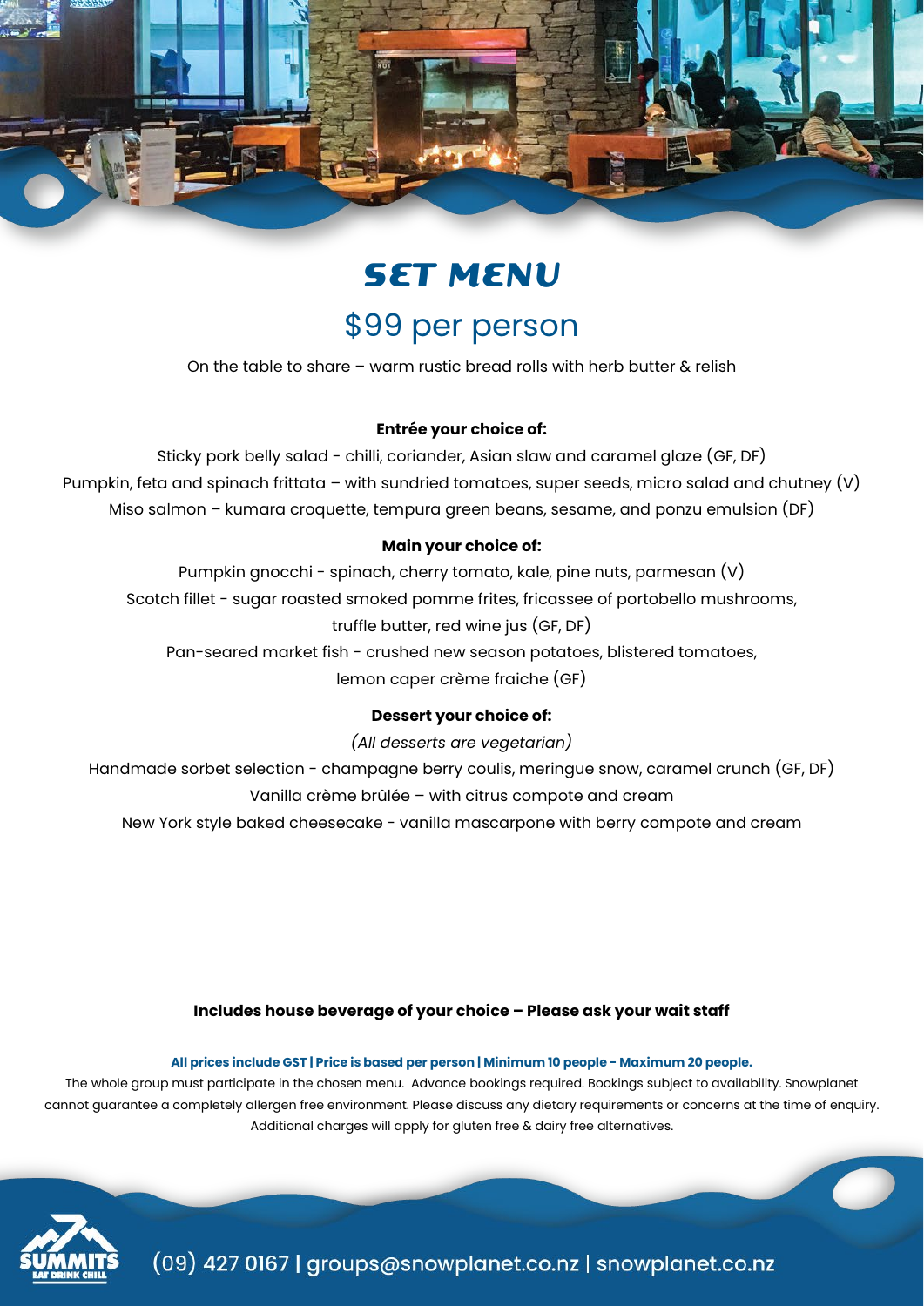# SET MENU

## $99 per person

On the table to share – warm rustic bread rolls with herb butter & relish

**Entrée your choice of:**

Sticky pork belly salad - chilli, coriander, Asian slaw and caramel glaze (GF, DF)

Pumpkin, feta and spinach frittata – with sundried tomatoes, super seeds, micro salad and chutney (V)

Miso salmon – kumara croquette, tempura green beans, sesame, and ponzu emulsion (DF)

**Main your choice of:**

Pumpkin gnocchi - spinach, cherry tomato, kale, pine nuts, parmesan (V)

Scotch fillet - sugar roasted smoked pomme frites, fricassee of portobello mushrooms, truffle butter, red wine jus (GF, DF)

Pan-seared market fish - crushed new season potatoes, blistered tomatoes, lemon caper crème fraiche (GF)

**Dessert your choice of:**

*(All desserts are vegetarian)*

Handmade sorbet selection - champagne berry coulis, meringue snow, caramel crunch (GF, DF)

Vanilla crème brûlée – with citrus compote and cream

New York style baked cheesecake - vanilla mascarpone with berry compote and cream

**Includes house beverage of your choice – Please ask your wait staff**

**All prices include GST | Price is based per person | Minimum 10 people - Maximum 20 people.**

The whole group must participate in the chosen menu. Advance bookings required. Bookings subject to availability. Snowplanet cannot guarantee a completely allergen free environment. Please discuss any dietary requirements or concerns at the time of enquiry. Additional charges will apply for gluten free & dairy free alternatives.

SUMMITS EAT DRINK CHILL

(09) 427 0167 | groups@snowplanet.co.nz | snowplanet.co.nz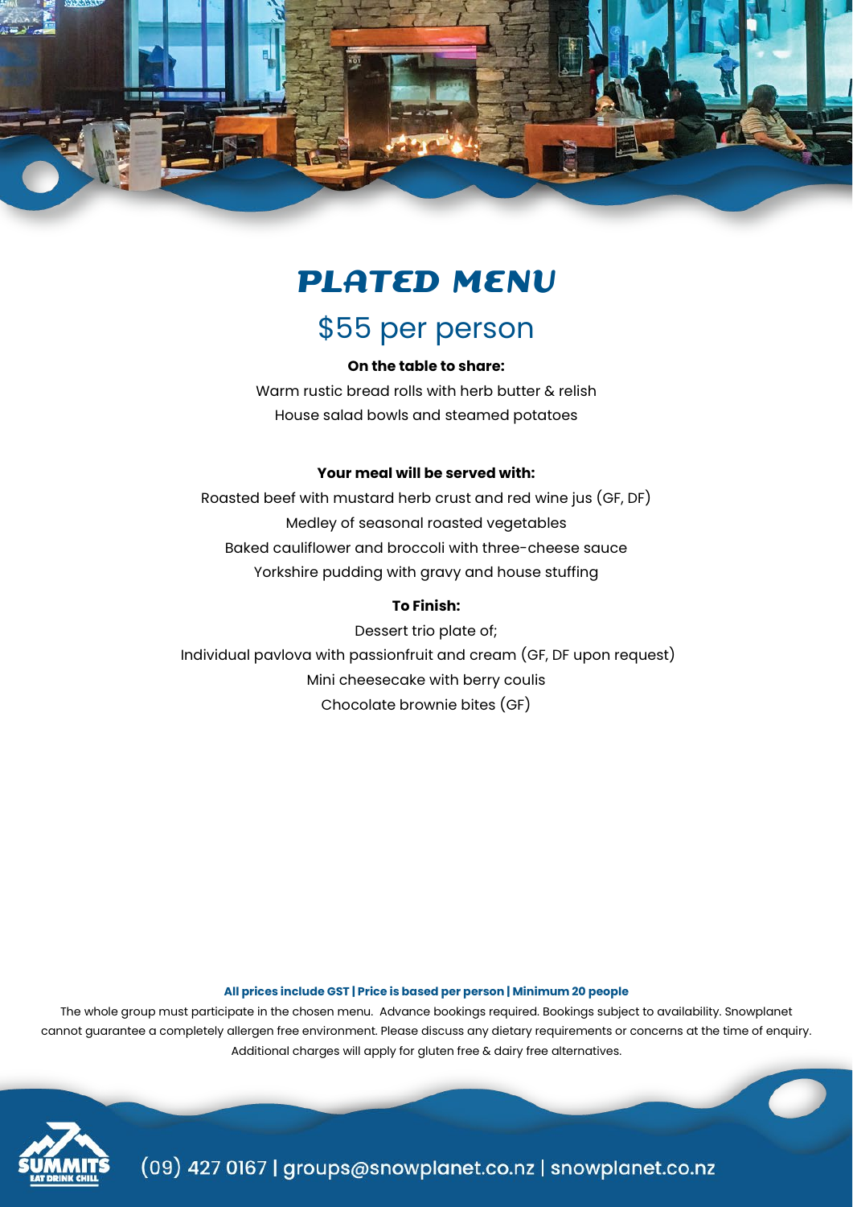# PLATED MENU

## $55 per person

**On the table to share:**

Warm rustic bread rolls with herb butter & relish
House salad bowls and steamed potatoes

**Your meal will be served with:**

Roasted beef with mustard herb crust and red wine jus (GF, DF)
Medley of seasonal roasted vegetables
Baked cauliflower and broccoli with three-cheese sauce
Yorkshire pudding with gravy and house stuffing

**To Finish:**

Dessert trio plate of;
Individual pavlova with passionfruit and cream (GF, DF upon request)
Mini cheesecake with berry coulis
Chocolate brownie bites (GF)

**All prices include GST | Price is based per person | Minimum 20 people**

The whole group must participate in the chosen menu. Advance bookings required. Bookings subject to availability. Snowplanet cannot guarantee a completely allergen free environment. Please discuss any dietary requirements or concerns at the time of enquiry. Additional charges will apply for gluten free & dairy free alternatives.

SUMMITS EAT DRINK CHILL

(09) 427 0167 | groups@snowplanet.co.nz | snowplanet.co.nz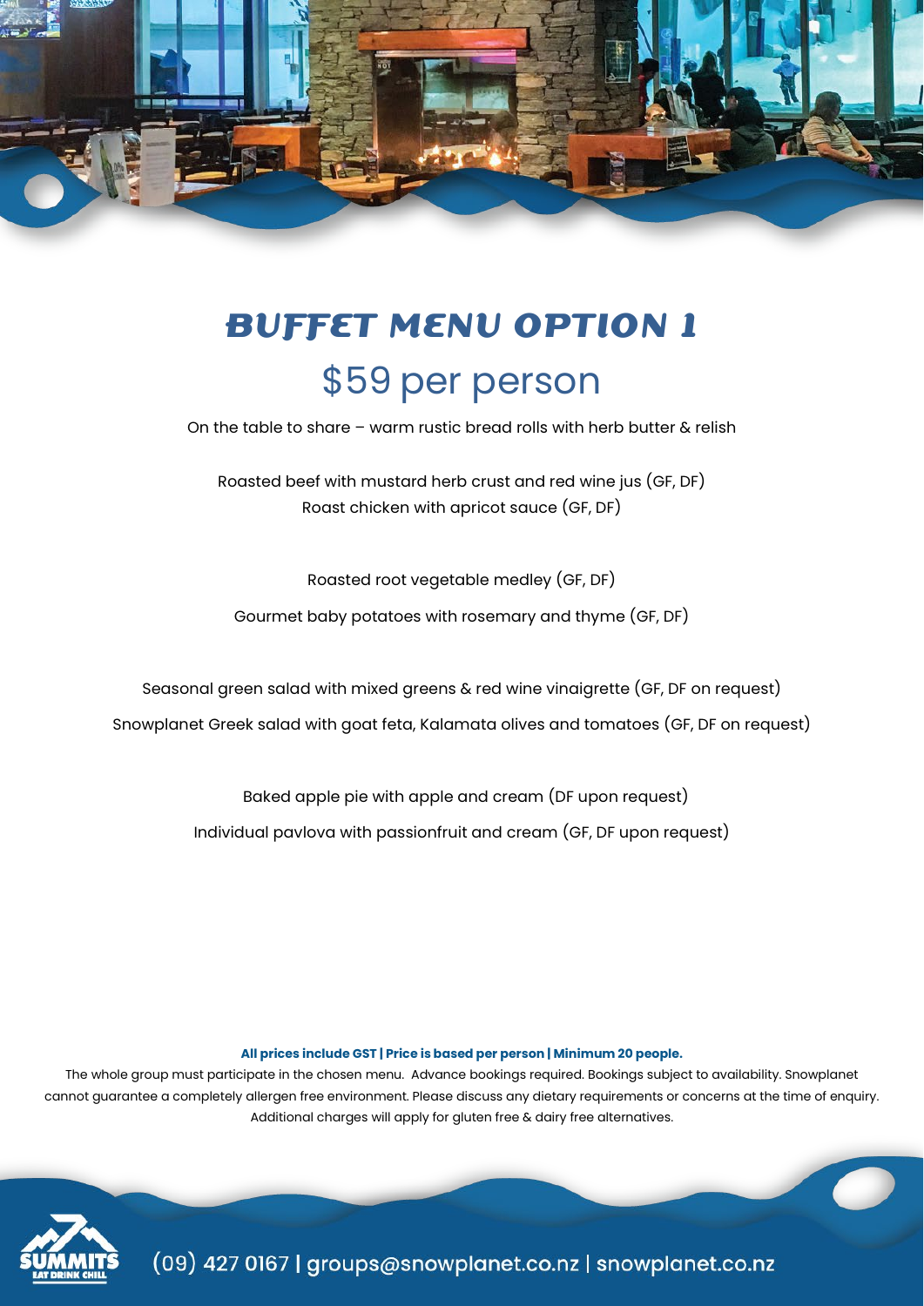# BUFFET MENU OPTION 1

## $59 per person

On the table to share – warm rustic bread rolls with herb butter & relish

Roasted beef with mustard herb crust and red wine jus (GF, DF)
Roast chicken with apricot sauce (GF, DF)

Roasted root vegetable medley (GF, DF)

Gourmet baby potatoes with rosemary and thyme (GF, DF)

Seasonal green salad with mixed greens & red wine vinaigrette (GF, DF on request)

Snowplanet Greek salad with goat feta, Kalamata olives and tomatoes (GF, DF on request)

Baked apple pie with apple and cream (DF upon request)

Individual pavlova with passionfruit and cream (GF, DF upon request)

**All prices include GST | Price is based per person | Minimum 20 people.**

The whole group must participate in the chosen menu. Advance bookings required. Bookings subject to availability. Snowplanet cannot guarantee a completely allergen free environment. Please discuss any dietary requirements or concerns at the time of enquiry. Additional charges will apply for gluten free & dairy free alternatives.

SUMMITS EAT DRINK CHILL

(09) 427 0167 | groups@snowplanet.co.nz | snowplanet.co.nz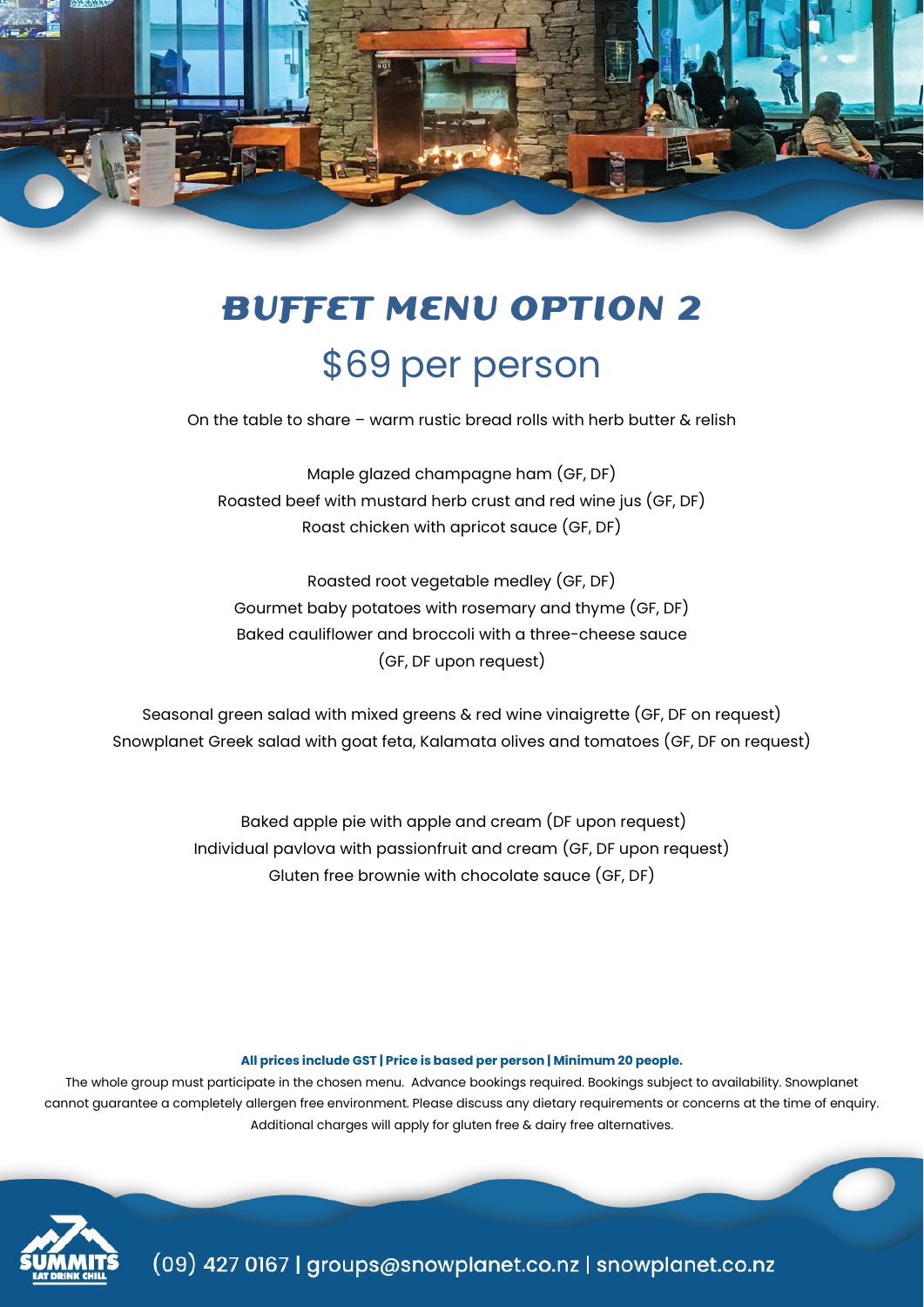# BUFFET MENU OPTION 2

## $69 per person

On the table to share – warm rustic bread rolls with herb butter & relish

Maple glazed champagne ham (GF, DF)
Roasted beef with mustard herb crust and red wine jus (GF, DF)
Roast chicken with apricot sauce (GF, DF)

Roasted root vegetable medley (GF, DF)
Gourmet baby potatoes with rosemary and thyme (GF, DF)
Baked cauliflower and broccoli with a three-cheese sauce
(GF, DF upon request)

Seasonal green salad with mixed greens & red wine vinaigrette (GF, DF on request)
Snowplanet Greek salad with goat feta, Kalamata olives and tomatoes (GF, DF on request)

Baked apple pie with apple and cream (DF upon request)
Individual pavlova with passionfruit and cream (GF, DF upon request)
Gluten free brownie with chocolate sauce (GF, DF)

**All prices include GST | Price is based per person | Minimum 20 people.**

The whole group must participate in the chosen menu. Advance bookings required. Bookings subject to availability. Snowplanet cannot guarantee a completely allergen free environment. Please discuss any dietary requirements or concerns at the time of enquiry. Additional charges will apply for gluten free & dairy free alternatives.

SUMMITS EAT DRINK CHILL

(09) 427 0167 | groups@snowplanet.co.nz | snowplanet.co.nz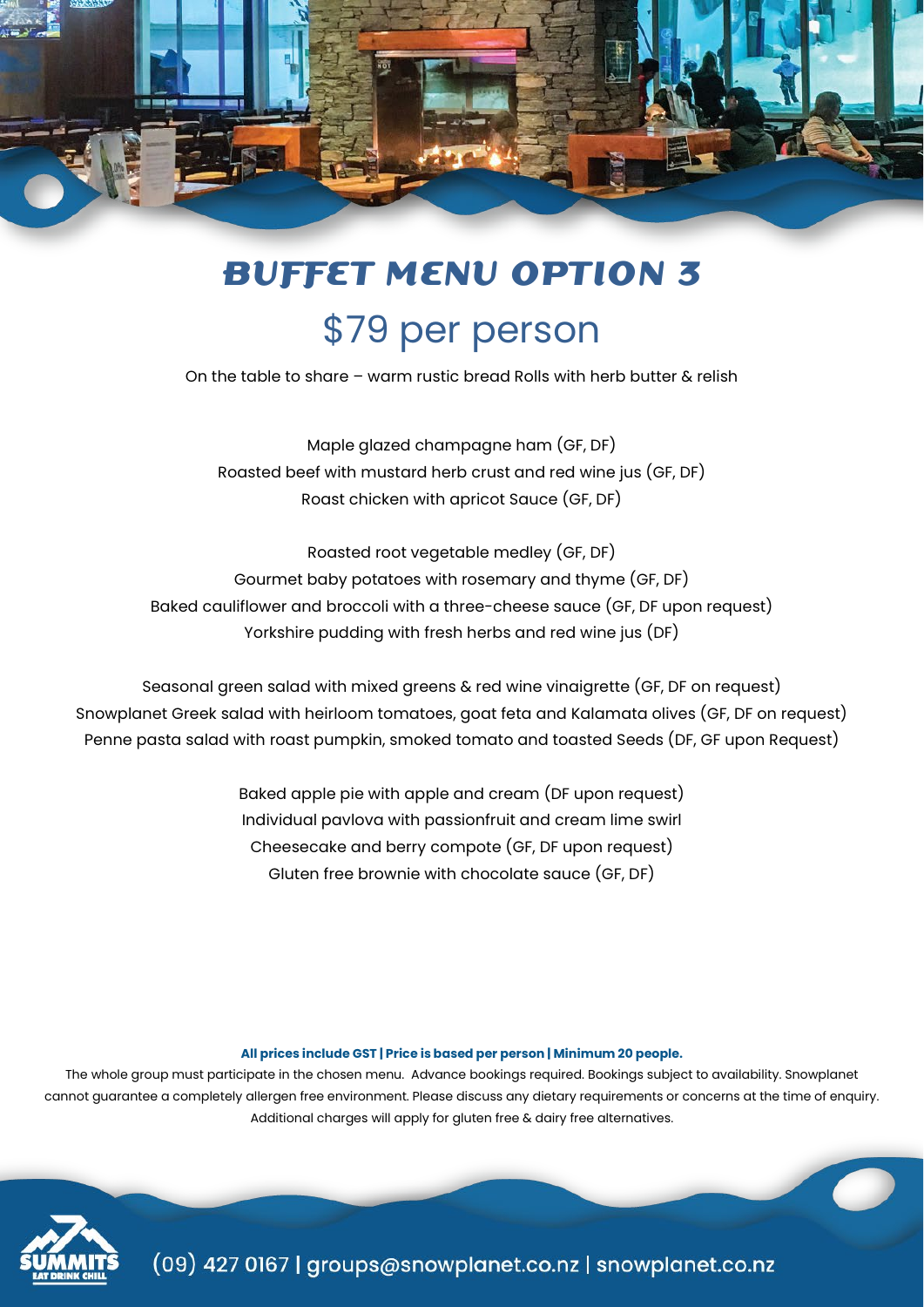# BUFFET MENU OPTION 3

## $79 per person

On the table to share – warm rustic bread Rolls with herb butter & relish

Maple glazed champagne ham (GF, DF)
Roasted beef with mustard herb crust and red wine jus (GF, DF)
Roast chicken with apricot Sauce (GF, DF)

Roasted root vegetable medley (GF, DF)
Gourmet baby potatoes with rosemary and thyme (GF, DF)
Baked cauliflower and broccoli with a three-cheese sauce (GF, DF upon request)
Yorkshire pudding with fresh herbs and red wine jus (DF)

Seasonal green salad with mixed greens & red wine vinaigrette (GF, DF on request)
Snowplanet Greek salad with heirloom tomatoes, goat feta and Kalamata olives (GF, DF on request)
Penne pasta salad with roast pumpkin, smoked tomato and toasted Seeds (DF, GF upon Request)

Baked apple pie with apple and cream (DF upon request)
Individual pavlova with passionfruit and cream lime swirl
Cheesecake and berry compote (GF, DF upon request)
Gluten free brownie with chocolate sauce (GF, DF)

**All prices include GST | Price is based per person | Minimum 20 people.**

The whole group must participate in the chosen menu. Advance bookings required. Bookings subject to availability. Snowplanet cannot guarantee a completely allergen free environment. Please discuss any dietary requirements or concerns at the time of enquiry. Additional charges will apply for gluten free & dairy free alternatives.

SUMMITS EAT DRINK CHILL

(09) 427 0167 | groups@snowplanet.co.nz | snowplanet.co.nz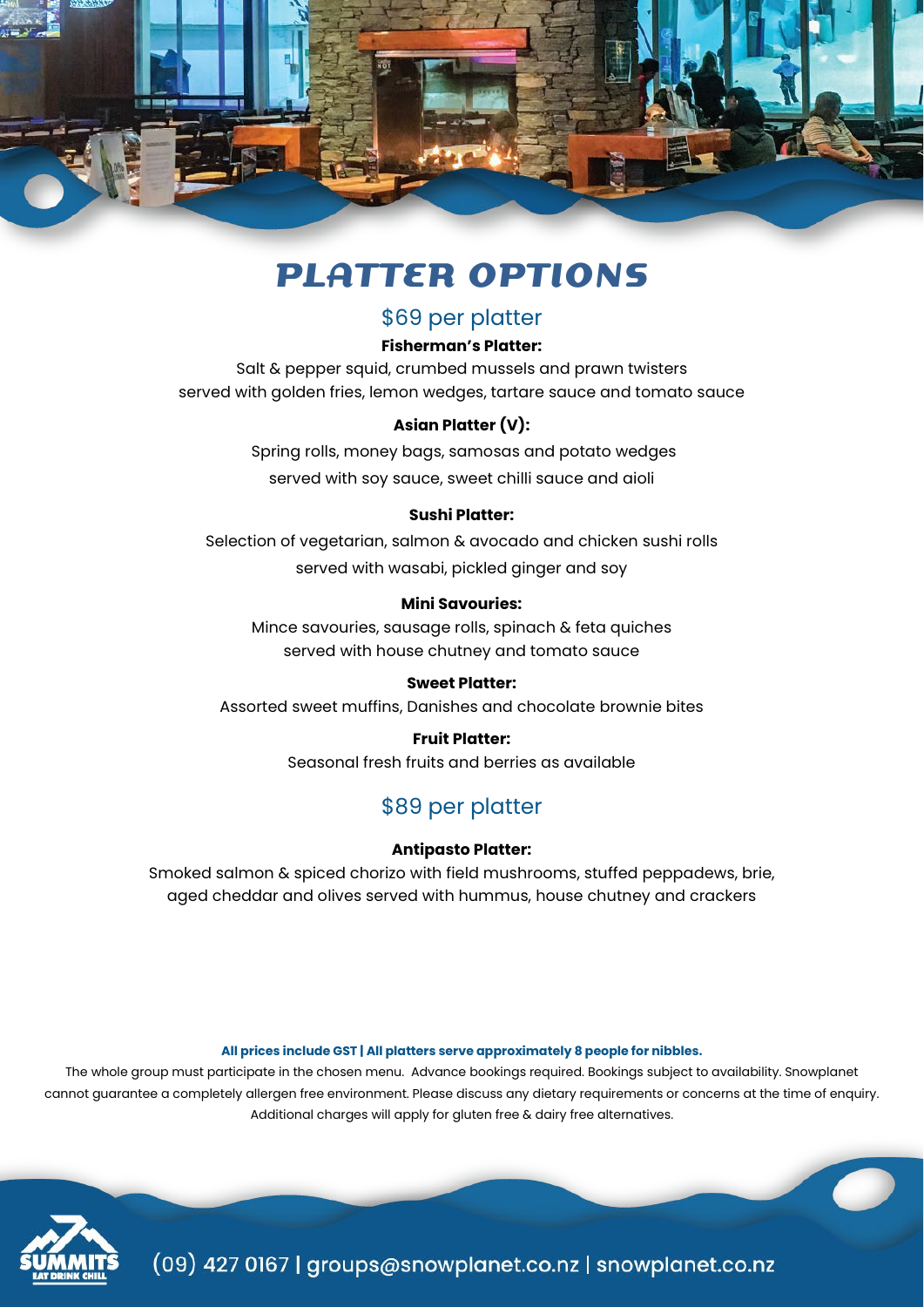# PLATTER OPTIONS

## $69 per platter

**Fisherman's Platter:**
Salt & pepper squid, crumbed mussels and prawn twisters
served with golden fries, lemon wedges, tartare sauce and tomato sauce

**Asian Platter (V):**
Spring rolls, money bags, samosas and potato wedges
served with soy sauce, sweet chilli sauce and aioli

**Sushi Platter:**
Selection of vegetarian, salmon & avocado and chicken sushi rolls
served with wasabi, pickled ginger and soy

**Mini Savouries:**
Mince savouries, sausage rolls, spinach & feta quiches
served with house chutney and tomato sauce

**Sweet Platter:**
Assorted sweet muffins, Danishes and chocolate brownie bites

**Fruit Platter:**
Seasonal fresh fruits and berries as available

## $89 per platter

**Antipasto Platter:**
Smoked salmon & spiced chorizo with field mushrooms, stuffed peppadews, brie,
aged cheddar and olives served with hummus, house chutney and crackers

**All prices include GST | All platters serve approximately 8 people for nibbles.**

The whole group must participate in the chosen menu. Advance bookings required. Bookings subject to availability. Snowplanet cannot guarantee a completely allergen free environment. Please discuss any dietary requirements or concerns at the time of enquiry. Additional charges will apply for gluten free & dairy free alternatives.

SUMMITS EAT DRINK CHILL

(09) 427 0167 | groups@snowplanet.co.nz | snowplanet.co.nz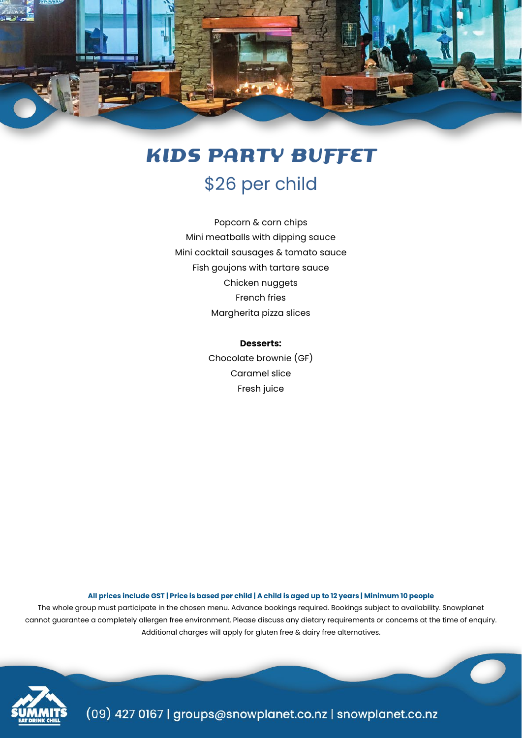# KIDS PARTY BUFFET

## $26 per child

Popcorn & corn chips
Mini meatballs with dipping sauce
Mini cocktail sausages & tomato sauce
Fish goujons with tartare sauce
Chicken nuggets
French fries
Margherita pizza slices

**Desserts:**

Chocolate brownie (GF)
Caramel slice
Fresh juice

**All prices include GST | Price is based per child | A child is aged up to 12 years | Minimum 10 people**

The whole group must participate in the chosen menu. Advance bookings required. Bookings subject to availability. Snowplanet cannot guarantee a completely allergen free environment. Please discuss any dietary requirements or concerns at the time of enquiry. Additional charges will apply for gluten free & dairy free alternatives.

SUMMITS EAT DRINK CHILL

(09) 427 0167 | groups@snowplanet.co.nz | snowplanet.co.nz